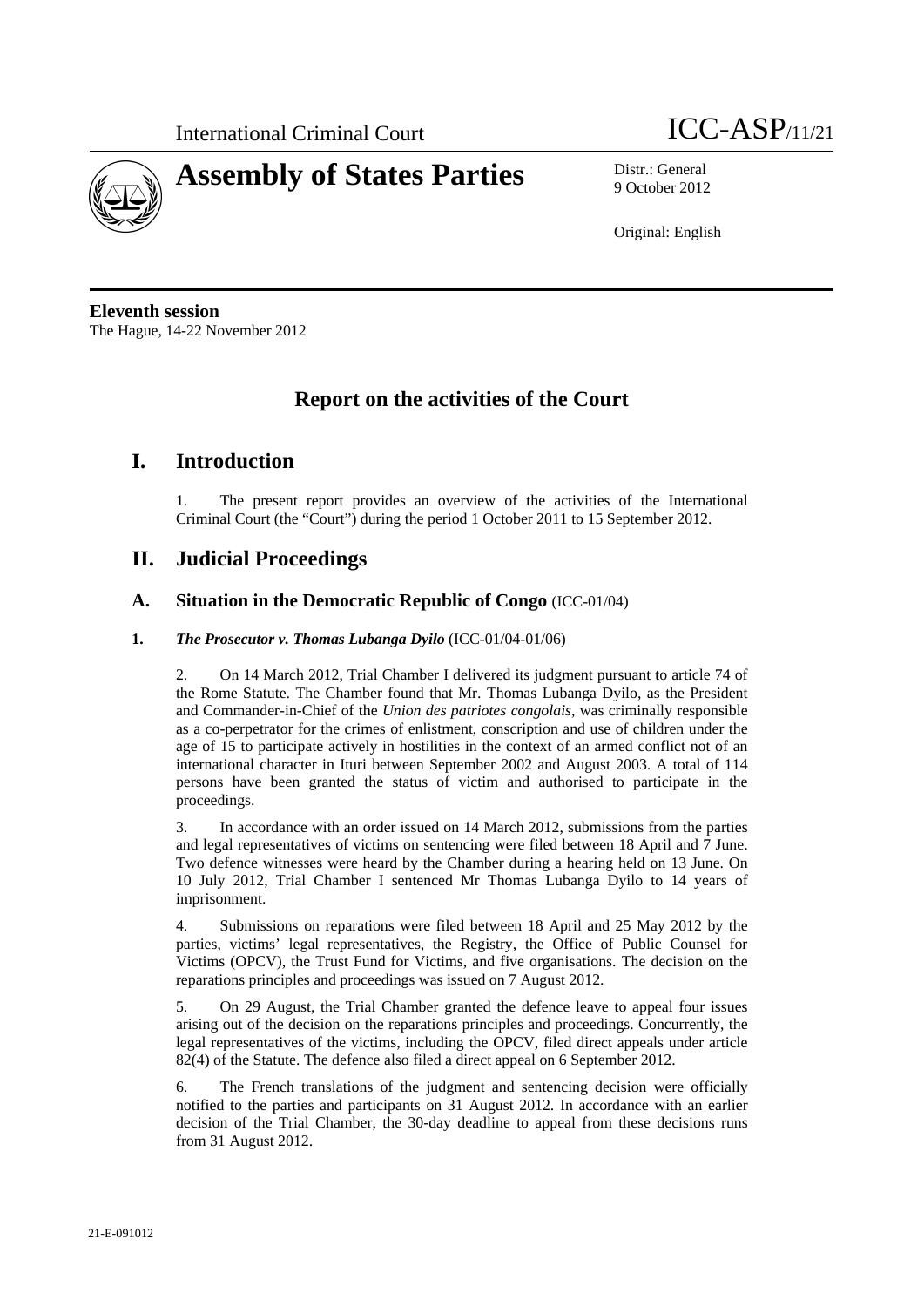International Criminal Court

# Assembly of States Parties

ICC-ASP/11/21

Distr.: General
9 October 2012

Original: English

**Eleventh session**
The Hague, 14-22 November 2012

# Report on the activities of the Court

## I. Introduction

1. The present report provides an overview of the activities of the International Criminal Court (the "Court") during the period 1 October 2011 to 15 September 2012.

## II. Judicial Proceedings

### A. Situation in the Democratic Republic of Congo (ICC-01/04)

#### 1. *The Prosecutor v. Thomas Lubanga Dyilo* (ICC-01/04-01/06)

2. On 14 March 2012, Trial Chamber I delivered its judgment pursuant to article 74 of the Rome Statute. The Chamber found that Mr. Thomas Lubanga Dyilo, as the President and Commander-in-Chief of the *Union des patriotes congolais*, was criminally responsible as a co-perpetrator for the crimes of enlistment, conscription and use of children under the age of 15 to participate actively in hostilities in the context of an armed conflict not of an international character in Ituri between September 2002 and August 2003. A total of 114 persons have been granted the status of victim and authorised to participate in the proceedings.

3. In accordance with an order issued on 14 March 2012, submissions from the parties and legal representatives of victims on sentencing were filed between 18 April and 7 June. Two defence witnesses were heard by the Chamber during a hearing held on 13 June. On 10 July 2012, Trial Chamber I sentenced Mr Thomas Lubanga Dyilo to 14 years of imprisonment.

4. Submissions on reparations were filed between 18 April and 25 May 2012 by the parties, victims' legal representatives, the Registry, the Office of Public Counsel for Victims (OPCV), the Trust Fund for Victims, and five organisations. The decision on the reparations principles and proceedings was issued on 7 August 2012.

5. On 29 August, the Trial Chamber granted the defence leave to appeal four issues arising out of the decision on the reparations principles and proceedings. Concurrently, the legal representatives of the victims, including the OPCV, filed direct appeals under article 82(4) of the Statute. The defence also filed a direct appeal on 6 September 2012.

6. The French translations of the judgment and sentencing decision were officially notified to the parties and participants on 31 August 2012. In accordance with an earlier decision of the Trial Chamber, the 30-day deadline to appeal from these decisions runs from 31 August 2012.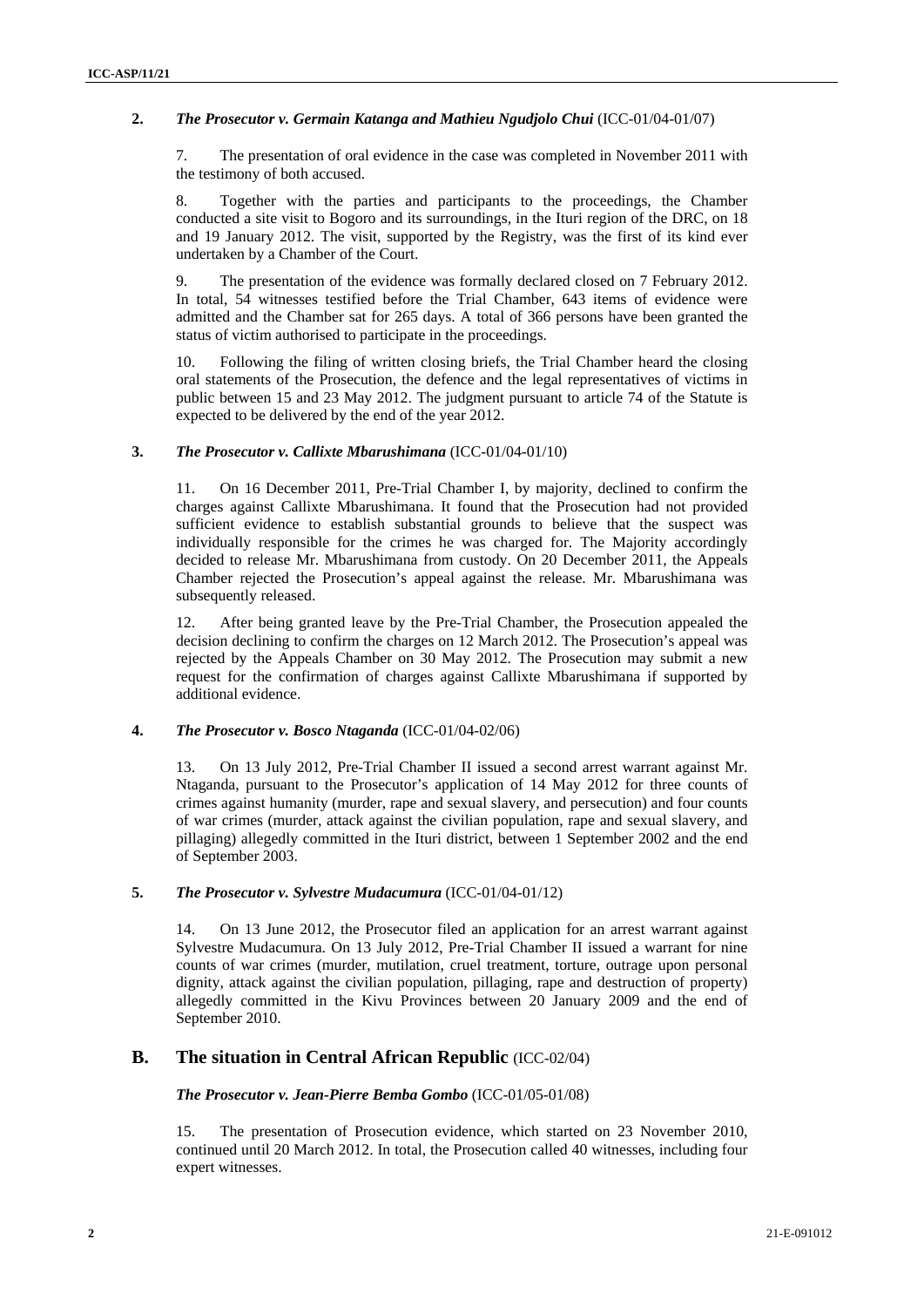### 2. *The Prosecutor v. Germain Katanga and Mathieu Ngudjolo Chui* (ICC-01/04-01/07)

7. The presentation of oral evidence in the case was completed in November 2011 with the testimony of both accused.

8. Together with the parties and participants to the proceedings, the Chamber conducted a site visit to Bogoro and its surroundings, in the Ituri region of the DRC, on 18 and 19 January 2012. The visit, supported by the Registry, was the first of its kind ever undertaken by a Chamber of the Court.

9. The presentation of the evidence was formally declared closed on 7 February 2012. In total, 54 witnesses testified before the Trial Chamber, 643 items of evidence were admitted and the Chamber sat for 265 days. A total of 366 persons have been granted the status of victim authorised to participate in the proceedings.

10. Following the filing of written closing briefs, the Trial Chamber heard the closing oral statements of the Prosecution, the defence and the legal representatives of victims in public between 15 and 23 May 2012. The judgment pursuant to article 74 of the Statute is expected to be delivered by the end of the year 2012.

### 3. *The Prosecutor v. Callixte Mbarushimana* (ICC-01/04-01/10)

11. On 16 December 2011, Pre-Trial Chamber I, by majority, declined to confirm the charges against Callixte Mbarushimana. It found that the Prosecution had not provided sufficient evidence to establish substantial grounds to believe that the suspect was individually responsible for the crimes he was charged for. The Majority accordingly decided to release Mr. Mbarushimana from custody. On 20 December 2011, the Appeals Chamber rejected the Prosecution's appeal against the release. Mr. Mbarushimana was subsequently released.

12. After being granted leave by the Pre-Trial Chamber, the Prosecution appealed the decision declining to confirm the charges on 12 March 2012. The Prosecution's appeal was rejected by the Appeals Chamber on 30 May 2012. The Prosecution may submit a new request for the confirmation of charges against Callixte Mbarushimana if supported by additional evidence.

### 4. *The Prosecutor v. Bosco Ntaganda* (ICC-01/04-02/06)

13. On 13 July 2012, Pre-Trial Chamber II issued a second arrest warrant against Mr. Ntaganda, pursuant to the Prosecutor's application of 14 May 2012 for three counts of crimes against humanity (murder, rape and sexual slavery, and persecution) and four counts of war crimes (murder, attack against the civilian population, rape and sexual slavery, and pillaging) allegedly committed in the Ituri district, between 1 September 2002 and the end of September 2003.

### 5. *The Prosecutor v. Sylvestre Mudacumura* (ICC-01/04-01/12)

14. On 13 June 2012, the Prosecutor filed an application for an arrest warrant against Sylvestre Mudacumura. On 13 July 2012, Pre-Trial Chamber II issued a warrant for nine counts of war crimes (murder, mutilation, cruel treatment, torture, outrage upon personal dignity, attack against the civilian population, pillaging, rape and destruction of property) allegedly committed in the Kivu Provinces between 20 January 2009 and the end of September 2010.

## B. The situation in Central African Republic (ICC-02/04)

#### *The Prosecutor v. Jean-Pierre Bemba Gombo* (ICC-01/05-01/08)

15. The presentation of Prosecution evidence, which started on 23 November 2010, continued until 20 March 2012. In total, the Prosecution called 40 witnesses, including four expert witnesses.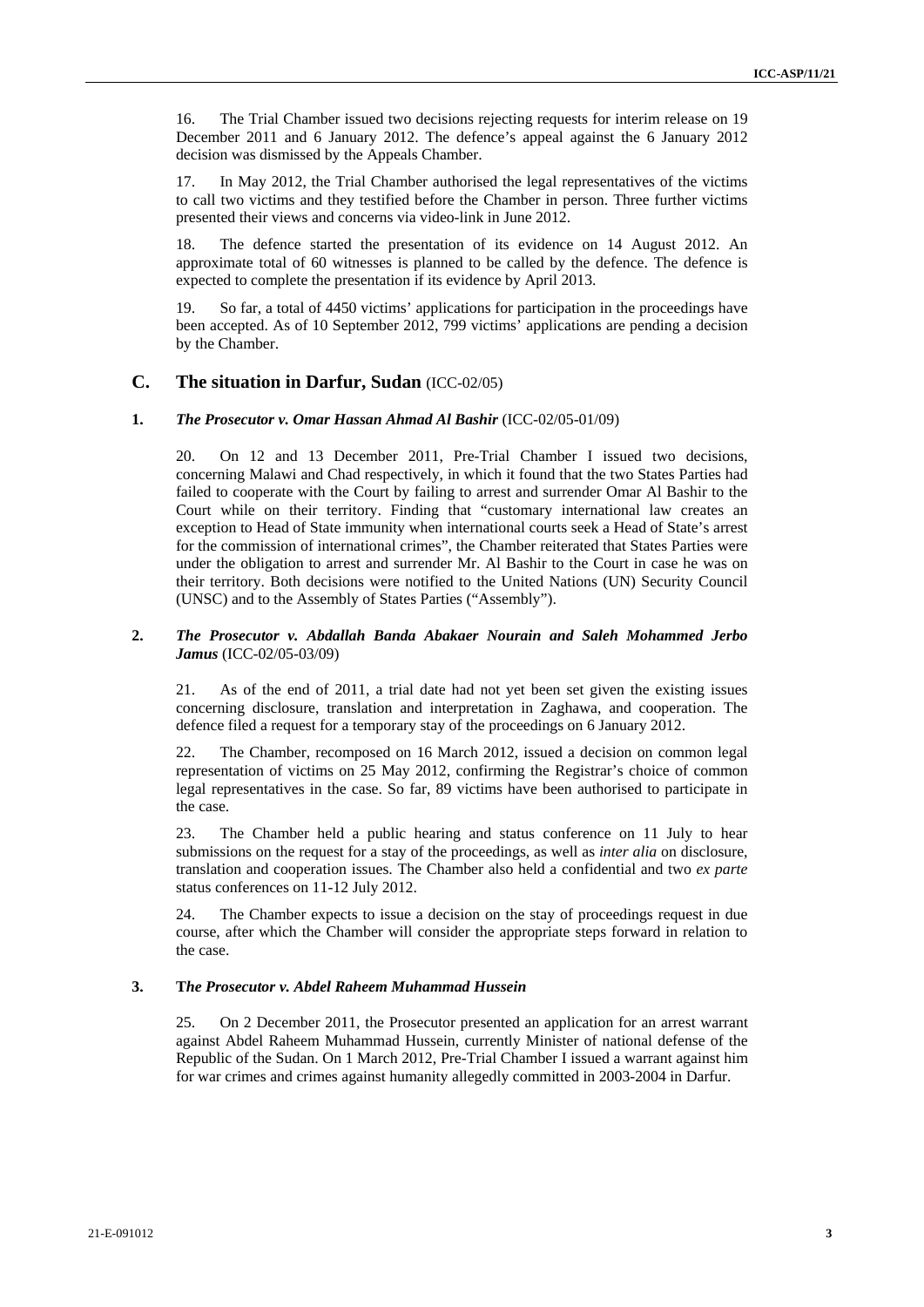16. The Trial Chamber issued two decisions rejecting requests for interim release on 19 December 2011 and 6 January 2012. The defence's appeal against the 6 January 2012 decision was dismissed by the Appeals Chamber.

17. In May 2012, the Trial Chamber authorised the legal representatives of the victims to call two victims and they testified before the Chamber in person. Three further victims presented their views and concerns via video-link in June 2012.

18. The defence started the presentation of its evidence on 14 August 2012. An approximate total of 60 witnesses is planned to be called by the defence. The defence is expected to complete the presentation if its evidence by April 2013.

19. So far, a total of 4450 victims' applications for participation in the proceedings have been accepted. As of 10 September 2012, 799 victims' applications are pending a decision by the Chamber.

## C. The situation in Darfur, Sudan (ICC-02/05)

### 1. *The Prosecutor v. Omar Hassan Ahmad Al Bashir* (ICC-02/05-01/09)

20. On 12 and 13 December 2011, Pre-Trial Chamber I issued two decisions, concerning Malawi and Chad respectively, in which it found that the two States Parties had failed to cooperate with the Court by failing to arrest and surrender Omar Al Bashir to the Court while on their territory. Finding that "customary international law creates an exception to Head of State immunity when international courts seek a Head of State's arrest for the commission of international crimes", the Chamber reiterated that States Parties were under the obligation to arrest and surrender Mr. Al Bashir to the Court in case he was on their territory. Both decisions were notified to the United Nations (UN) Security Council (UNSC) and to the Assembly of States Parties ("Assembly").

### 2. *The Prosecutor v. Abdallah Banda Abakaer Nourain and Saleh Mohammed Jerbo Jamus* (ICC-02/05-03/09)

21. As of the end of 2011, a trial date had not yet been set given the existing issues concerning disclosure, translation and interpretation in Zaghawa, and cooperation. The defence filed a request for a temporary stay of the proceedings on 6 January 2012.

22. The Chamber, recomposed on 16 March 2012, issued a decision on common legal representation of victims on 25 May 2012, confirming the Registrar's choice of common legal representatives in the case. So far, 89 victims have been authorised to participate in the case.

23. The Chamber held a public hearing and status conference on 11 July to hear submissions on the request for a stay of the proceedings, as well as *inter alia* on disclosure, translation and cooperation issues. The Chamber also held a confidential and two *ex parte* status conferences on 11-12 July 2012.

24. The Chamber expects to issue a decision on the stay of proceedings request in due course, after which the Chamber will consider the appropriate steps forward in relation to the case.

### 3. T*he Prosecutor v. Abdel Raheem Muhammad Hussein*

25. On 2 December 2011, the Prosecutor presented an application for an arrest warrant against Abdel Raheem Muhammad Hussein, currently Minister of national defense of the Republic of the Sudan. On 1 March 2012, Pre-Trial Chamber I issued a warrant against him for war crimes and crimes against humanity allegedly committed in 2003-2004 in Darfur.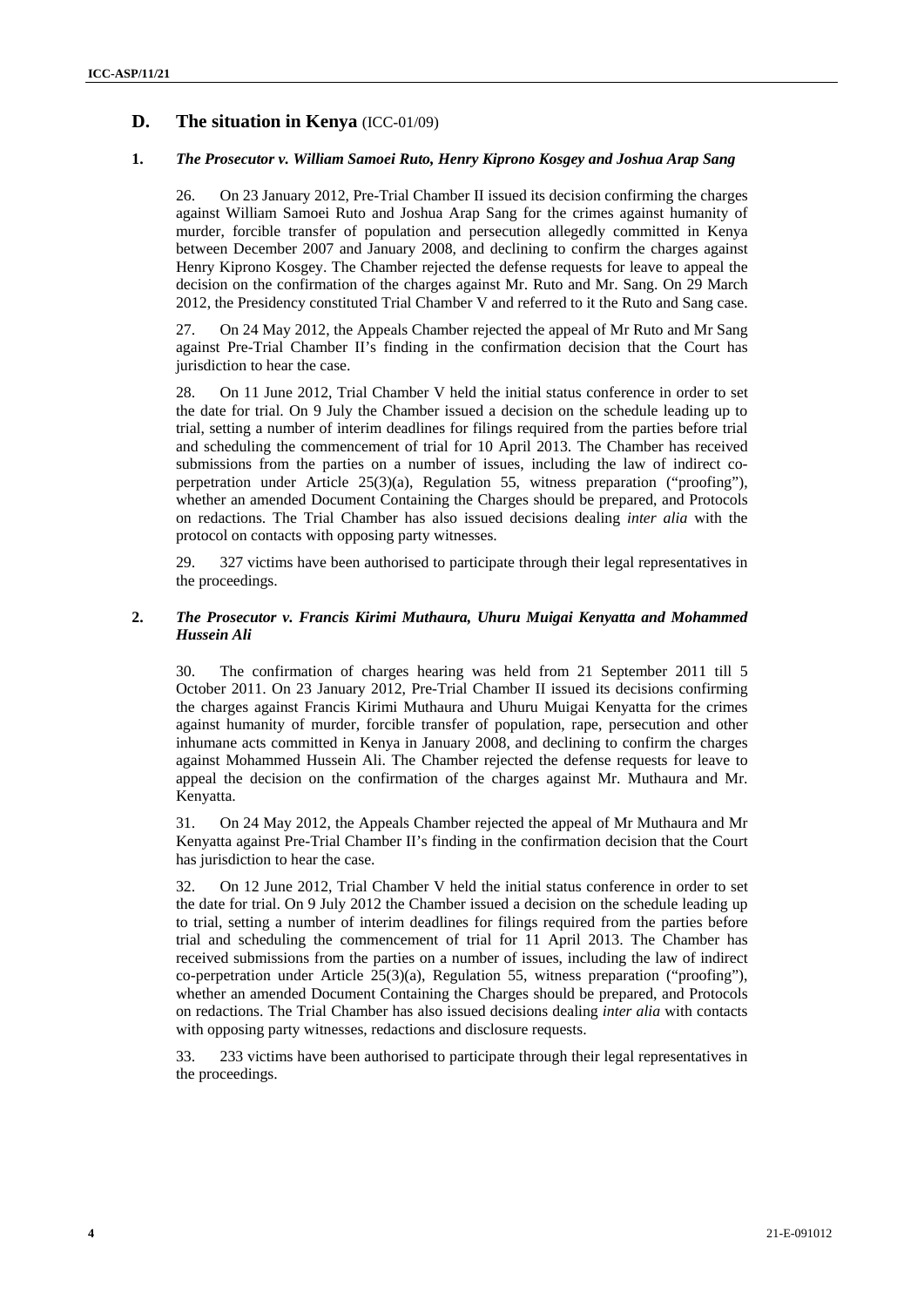## D. The situation in Kenya (ICC-01/09)

### 1. *The Prosecutor v. William Samoei Ruto, Henry Kiprono Kosgey and Joshua Arap Sang*

26. On 23 January 2012, Pre-Trial Chamber II issued its decision confirming the charges against William Samoei Ruto and Joshua Arap Sang for the crimes against humanity of murder, forcible transfer of population and persecution allegedly committed in Kenya between December 2007 and January 2008, and declining to confirm the charges against Henry Kiprono Kosgey. The Chamber rejected the defense requests for leave to appeal the decision on the confirmation of the charges against Mr. Ruto and Mr. Sang. On 29 March 2012, the Presidency constituted Trial Chamber V and referred to it the Ruto and Sang case.

27. On 24 May 2012, the Appeals Chamber rejected the appeal of Mr Ruto and Mr Sang against Pre-Trial Chamber II's finding in the confirmation decision that the Court has jurisdiction to hear the case.

28. On 11 June 2012, Trial Chamber V held the initial status conference in order to set the date for trial. On 9 July the Chamber issued a decision on the schedule leading up to trial, setting a number of interim deadlines for filings required from the parties before trial and scheduling the commencement of trial for 10 April 2013. The Chamber has received submissions from the parties on a number of issues, including the law of indirect co-perpetration under Article 25(3)(a), Regulation 55, witness preparation ("proofing"), whether an amended Document Containing the Charges should be prepared, and Protocols on redactions. The Trial Chamber has also issued decisions dealing *inter alia* with the protocol on contacts with opposing party witnesses.

29. 327 victims have been authorised to participate through their legal representatives in the proceedings.

### 2. *The Prosecutor v. Francis Kirimi Muthaura, Uhuru Muigai Kenyatta and Mohammed Hussein Ali*

30. The confirmation of charges hearing was held from 21 September 2011 till 5 October 2011. On 23 January 2012, Pre-Trial Chamber II issued its decisions confirming the charges against Francis Kirimi Muthaura and Uhuru Muigai Kenyatta for the crimes against humanity of murder, forcible transfer of population, rape, persecution and other inhumane acts committed in Kenya in January 2008, and declining to confirm the charges against Mohammed Hussein Ali. The Chamber rejected the defense requests for leave to appeal the decision on the confirmation of the charges against Mr. Muthaura and Mr. Kenyatta.

31. On 24 May 2012, the Appeals Chamber rejected the appeal of Mr Muthaura and Mr Kenyatta against Pre-Trial Chamber II's finding in the confirmation decision that the Court has jurisdiction to hear the case.

32. On 12 June 2012, Trial Chamber V held the initial status conference in order to set the date for trial. On 9 July 2012 the Chamber issued a decision on the schedule leading up to trial, setting a number of interim deadlines for filings required from the parties before trial and scheduling the commencement of trial for 11 April 2013. The Chamber has received submissions from the parties on a number of issues, including the law of indirect co-perpetration under Article 25(3)(a), Regulation 55, witness preparation ("proofing"), whether an amended Document Containing the Charges should be prepared, and Protocols on redactions. The Trial Chamber has also issued decisions dealing *inter alia* with contacts with opposing party witnesses, redactions and disclosure requests.

33. 233 victims have been authorised to participate through their legal representatives in the proceedings.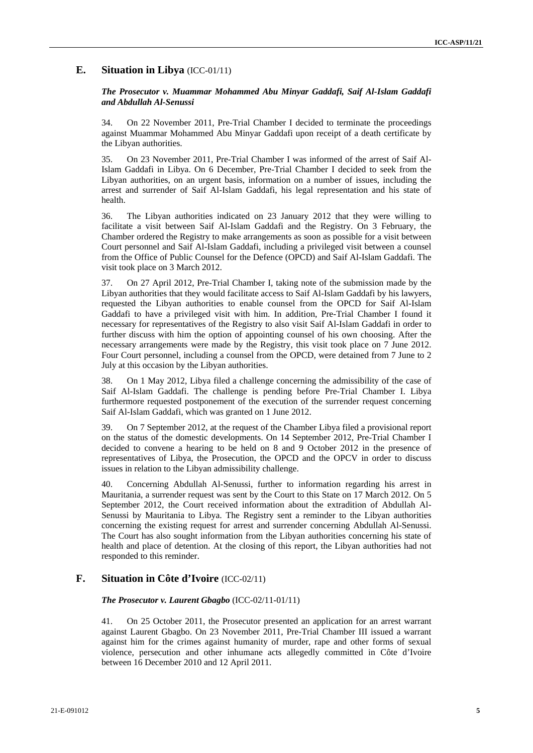## E. Situation in Libya (ICC-01/11)

***The Prosecutor v. Muammar Mohammed Abu Minyar Gaddafi, Saif Al-Islam Gaddafi and Abdullah Al-Senussi***

34. On 22 November 2011, Pre-Trial Chamber I decided to terminate the proceedings against Muammar Mohammed Abu Minyar Gaddafi upon receipt of a death certificate by the Libyan authorities.

35. On 23 November 2011, Pre-Trial Chamber I was informed of the arrest of Saif Al-Islam Gaddafi in Libya. On 6 December, Pre-Trial Chamber I decided to seek from the Libyan authorities, on an urgent basis, information on a number of issues, including the arrest and surrender of Saif Al-Islam Gaddafi, his legal representation and his state of health.

36. The Libyan authorities indicated on 23 January 2012 that they were willing to facilitate a visit between Saif Al-Islam Gaddafi and the Registry. On 3 February, the Chamber ordered the Registry to make arrangements as soon as possible for a visit between Court personnel and Saif Al-Islam Gaddafi, including a privileged visit between a counsel from the Office of Public Counsel for the Defence (OPCD) and Saif Al-Islam Gaddafi. The visit took place on 3 March 2012.

37. On 27 April 2012, Pre-Trial Chamber I, taking note of the submission made by the Libyan authorities that they would facilitate access to Saif Al-Islam Gaddafi by his lawyers, requested the Libyan authorities to enable counsel from the OPCD for Saif Al-Islam Gaddafi to have a privileged visit with him. In addition, Pre-Trial Chamber I found it necessary for representatives of the Registry to also visit Saif Al-Islam Gaddafi in order to further discuss with him the option of appointing counsel of his own choosing. After the necessary arrangements were made by the Registry, this visit took place on 7 June 2012. Four Court personnel, including a counsel from the OPCD, were detained from 7 June to 2 July at this occasion by the Libyan authorities.

38. On 1 May 2012, Libya filed a challenge concerning the admissibility of the case of Saif Al-Islam Gaddafi. The challenge is pending before Pre-Trial Chamber I. Libya furthermore requested postponement of the execution of the surrender request concerning Saif Al-Islam Gaddafi, which was granted on 1 June 2012.

39. On 7 September 2012, at the request of the Chamber Libya filed a provisional report on the status of the domestic developments. On 14 September 2012, Pre-Trial Chamber I decided to convene a hearing to be held on 8 and 9 October 2012 in the presence of representatives of Libya, the Prosecution, the OPCD and the OPCV in order to discuss issues in relation to the Libyan admissibility challenge.

40. Concerning Abdullah Al-Senussi, further to information regarding his arrest in Mauritania, a surrender request was sent by the Court to this State on 17 March 2012. On 5 September 2012, the Court received information about the extradition of Abdullah Al-Senussi by Mauritania to Libya. The Registry sent a reminder to the Libyan authorities concerning the existing request for arrest and surrender concerning Abdullah Al-Senussi. The Court has also sought information from the Libyan authorities concerning his state of health and place of detention. At the closing of this report, the Libyan authorities had not responded to this reminder.

## F. Situation in Côte d'Ivoire (ICC-02/11)

***The Prosecutor v. Laurent Gbagbo*** (ICC-02/11-01/11)

41. On 25 October 2011, the Prosecutor presented an application for an arrest warrant against Laurent Gbagbo. On 23 November 2011, Pre-Trial Chamber III issued a warrant against him for the crimes against humanity of murder, rape and other forms of sexual violence, persecution and other inhumane acts allegedly committed in Côte d'Ivoire between 16 December 2010 and 12 April 2011.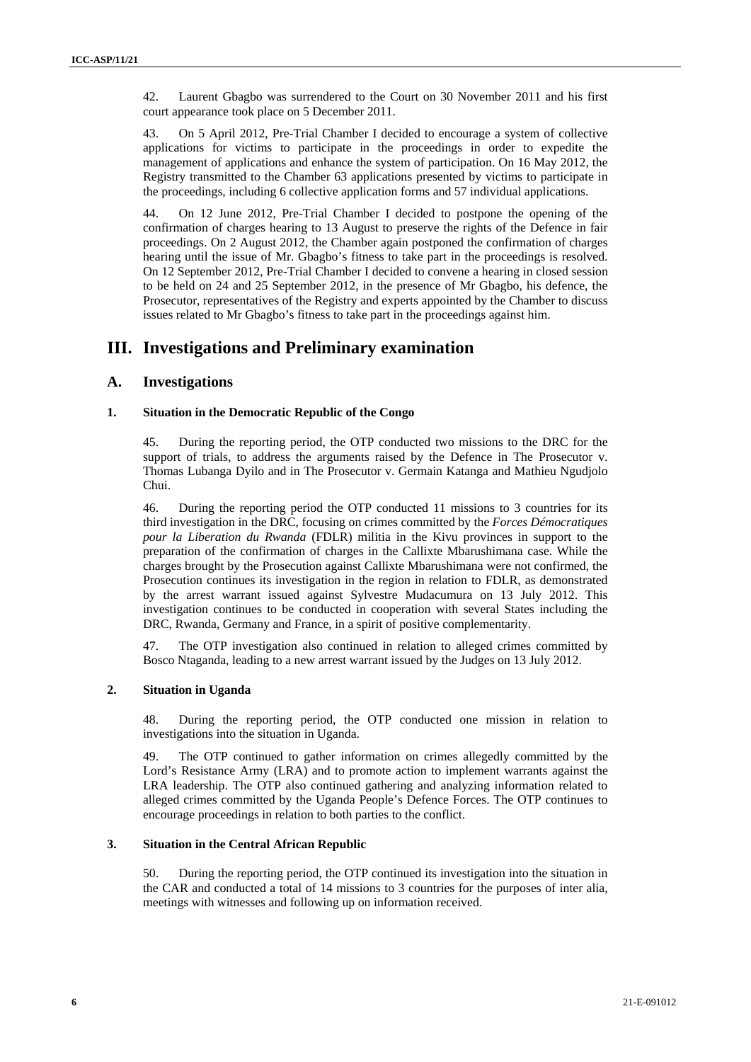42. Laurent Gbagbo was surrendered to the Court on 30 November 2011 and his first court appearance took place on 5 December 2011.

43. On 5 April 2012, Pre-Trial Chamber I decided to encourage a system of collective applications for victims to participate in the proceedings in order to expedite the management of applications and enhance the system of participation. On 16 May 2012, the Registry transmitted to the Chamber 63 applications presented by victims to participate in the proceedings, including 6 collective application forms and 57 individual applications.

44. On 12 June 2012, Pre-Trial Chamber I decided to postpone the opening of the confirmation of charges hearing to 13 August to preserve the rights of the Defence in fair proceedings. On 2 August 2012, the Chamber again postponed the confirmation of charges hearing until the issue of Mr. Gbagbo's fitness to take part in the proceedings is resolved. On 12 September 2012, Pre-Trial Chamber I decided to convene a hearing in closed session to be held on 24 and 25 September 2012, in the presence of Mr Gbagbo, his defence, the Prosecutor, representatives of the Registry and experts appointed by the Chamber to discuss issues related to Mr Gbagbo's fitness to take part in the proceedings against him.

# III. Investigations and Preliminary examination

## A. Investigations

### 1. Situation in the Democratic Republic of the Congo

45. During the reporting period, the OTP conducted two missions to the DRC for the support of trials, to address the arguments raised by the Defence in The Prosecutor v. Thomas Lubanga Dyilo and in The Prosecutor v. Germain Katanga and Mathieu Ngudjolo Chui.

46. During the reporting period the OTP conducted 11 missions to 3 countries for its third investigation in the DRC, focusing on crimes committed by the *Forces Démocratiques pour la Liberation du Rwanda* (FDLR) militia in the Kivu provinces in support to the preparation of the confirmation of charges in the Callixte Mbarushimana case. While the charges brought by the Prosecution against Callixte Mbarushimana were not confirmed, the Prosecution continues its investigation in the region in relation to FDLR, as demonstrated by the arrest warrant issued against Sylvestre Mudacumura on 13 July 2012. This investigation continues to be conducted in cooperation with several States including the DRC, Rwanda, Germany and France, in a spirit of positive complementarity.

47. The OTP investigation also continued in relation to alleged crimes committed by Bosco Ntaganda, leading to a new arrest warrant issued by the Judges on 13 July 2012.

### 2. Situation in Uganda

48. During the reporting period, the OTP conducted one mission in relation to investigations into the situation in Uganda.

49. The OTP continued to gather information on crimes allegedly committed by the Lord's Resistance Army (LRA) and to promote action to implement warrants against the LRA leadership. The OTP also continued gathering and analyzing information related to alleged crimes committed by the Uganda People's Defence Forces. The OTP continues to encourage proceedings in relation to both parties to the conflict.

### 3. Situation in the Central African Republic

50. During the reporting period, the OTP continued its investigation into the situation in the CAR and conducted a total of 14 missions to 3 countries for the purposes of inter alia, meetings with witnesses and following up on information received.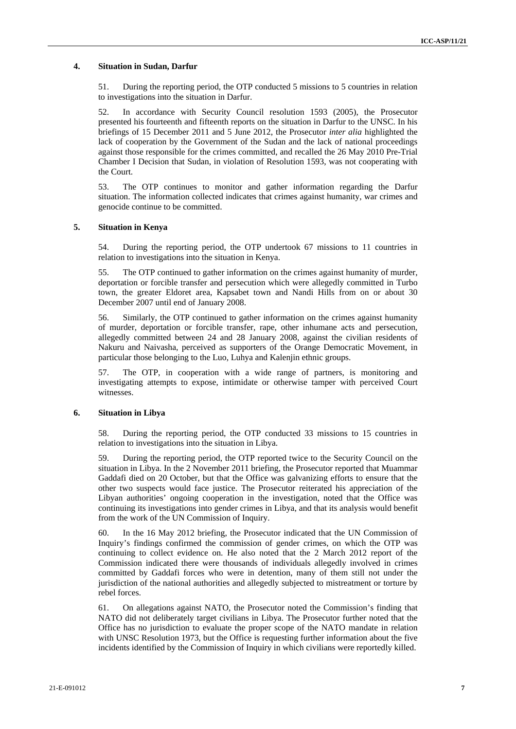### 4. Situation in Sudan, Darfur

51. During the reporting period, the OTP conducted 5 missions to 5 countries in relation to investigations into the situation in Darfur.

52. In accordance with Security Council resolution 1593 (2005), the Prosecutor presented his fourteenth and fifteenth reports on the situation in Darfur to the UNSC. In his briefings of 15 December 2011 and 5 June 2012, the Prosecutor *inter alia* highlighted the lack of cooperation by the Government of the Sudan and the lack of national proceedings against those responsible for the crimes committed, and recalled the 26 May 2010 Pre-Trial Chamber I Decision that Sudan, in violation of Resolution 1593, was not cooperating with the Court.

53. The OTP continues to monitor and gather information regarding the Darfur situation. The information collected indicates that crimes against humanity, war crimes and genocide continue to be committed.

### 5. Situation in Kenya

54. During the reporting period, the OTP undertook 67 missions to 11 countries in relation to investigations into the situation in Kenya.

55. The OTP continued to gather information on the crimes against humanity of murder, deportation or forcible transfer and persecution which were allegedly committed in Turbo town, the greater Eldoret area, Kapsabet town and Nandi Hills from on or about 30 December 2007 until end of January 2008.

56. Similarly, the OTP continued to gather information on the crimes against humanity of murder, deportation or forcible transfer, rape, other inhumane acts and persecution, allegedly committed between 24 and 28 January 2008, against the civilian residents of Nakuru and Naivasha, perceived as supporters of the Orange Democratic Movement, in particular those belonging to the Luo, Luhya and Kalenjin ethnic groups.

57. The OTP, in cooperation with a wide range of partners, is monitoring and investigating attempts to expose, intimidate or otherwise tamper with perceived Court witnesses.

### 6. Situation in Libya

58. During the reporting period, the OTP conducted 33 missions to 15 countries in relation to investigations into the situation in Libya.

59. During the reporting period, the OTP reported twice to the Security Council on the situation in Libya. In the 2 November 2011 briefing, the Prosecutor reported that Muammar Gaddafi died on 20 October, but that the Office was galvanizing efforts to ensure that the other two suspects would face justice. The Prosecutor reiterated his appreciation of the Libyan authorities' ongoing cooperation in the investigation, noted that the Office was continuing its investigations into gender crimes in Libya, and that its analysis would benefit from the work of the UN Commission of Inquiry.

60. In the 16 May 2012 briefing, the Prosecutor indicated that the UN Commission of Inquiry's findings confirmed the commission of gender crimes, on which the OTP was continuing to collect evidence on. He also noted that the 2 March 2012 report of the Commission indicated there were thousands of individuals allegedly involved in crimes committed by Gaddafi forces who were in detention, many of them still not under the jurisdiction of the national authorities and allegedly subjected to mistreatment or torture by rebel forces.

61. On allegations against NATO, the Prosecutor noted the Commission's finding that NATO did not deliberately target civilians in Libya. The Prosecutor further noted that the Office has no jurisdiction to evaluate the proper scope of the NATO mandate in relation with UNSC Resolution 1973, but the Office is requesting further information about the five incidents identified by the Commission of Inquiry in which civilians were reportedly killed.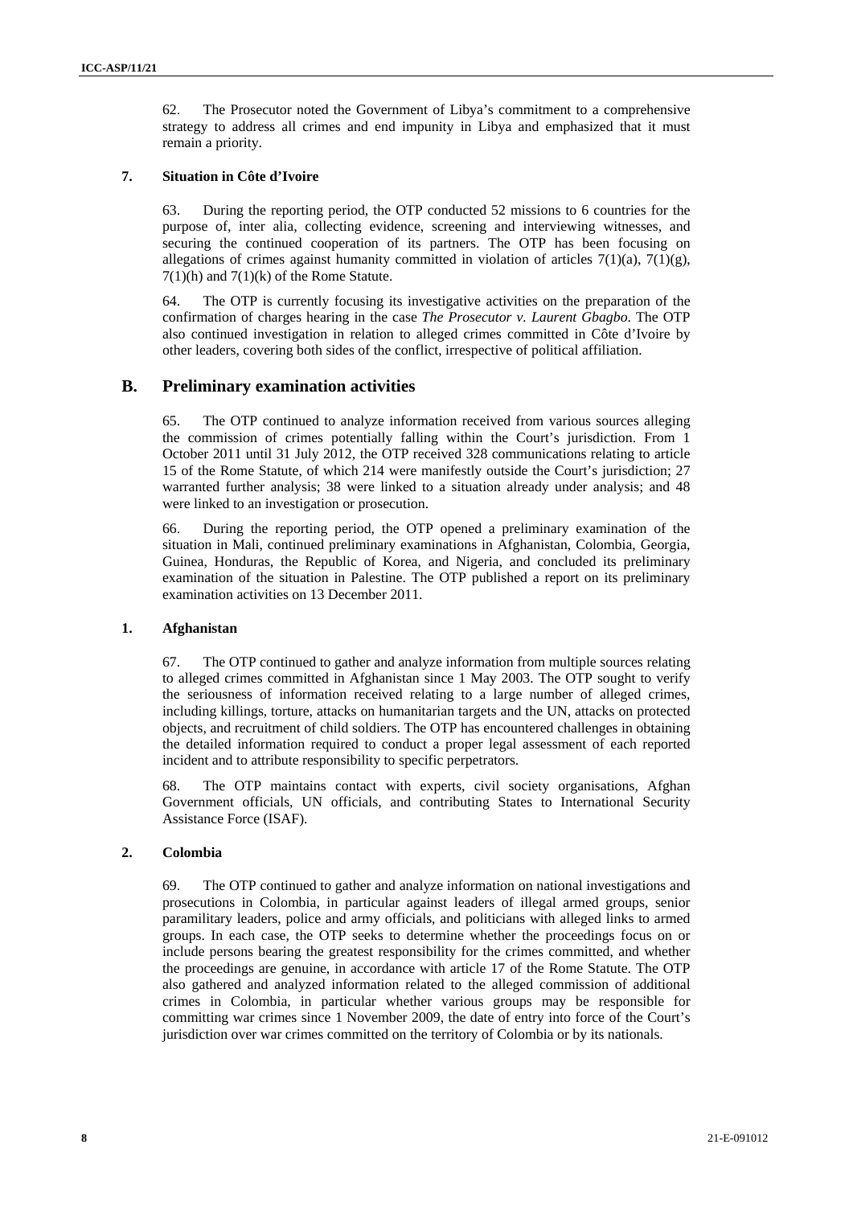62. The Prosecutor noted the Government of Libya's commitment to a comprehensive strategy to address all crimes and end impunity in Libya and emphasized that it must remain a priority.

### 7. Situation in Côte d'Ivoire

63. During the reporting period, the OTP conducted 52 missions to 6 countries for the purpose of, inter alia, collecting evidence, screening and interviewing witnesses, and securing the continued cooperation of its partners. The OTP has been focusing on allegations of crimes against humanity committed in violation of articles 7(1)(a), 7(1)(g), 7(1)(h) and 7(1)(k) of the Rome Statute.

64. The OTP is currently focusing its investigative activities on the preparation of the confirmation of charges hearing in the case *The Prosecutor v. Laurent Gbagbo*. The OTP also continued investigation in relation to alleged crimes committed in Côte d'Ivoire by other leaders, covering both sides of the conflict, irrespective of political affiliation.

## B. Preliminary examination activities

65. The OTP continued to analyze information received from various sources alleging the commission of crimes potentially falling within the Court's jurisdiction. From 1 October 2011 until 31 July 2012, the OTP received 328 communications relating to article 15 of the Rome Statute, of which 214 were manifestly outside the Court's jurisdiction; 27 warranted further analysis; 38 were linked to a situation already under analysis; and 48 were linked to an investigation or prosecution.

66. During the reporting period, the OTP opened a preliminary examination of the situation in Mali, continued preliminary examinations in Afghanistan, Colombia, Georgia, Guinea, Honduras, the Republic of Korea, and Nigeria, and concluded its preliminary examination of the situation in Palestine. The OTP published a report on its preliminary examination activities on 13 December 2011.

### 1. Afghanistan

67. The OTP continued to gather and analyze information from multiple sources relating to alleged crimes committed in Afghanistan since 1 May 2003. The OTP sought to verify the seriousness of information received relating to a large number of alleged crimes, including killings, torture, attacks on humanitarian targets and the UN, attacks on protected objects, and recruitment of child soldiers. The OTP has encountered challenges in obtaining the detailed information required to conduct a proper legal assessment of each reported incident and to attribute responsibility to specific perpetrators.

68. The OTP maintains contact with experts, civil society organisations, Afghan Government officials, UN officials, and contributing States to International Security Assistance Force (ISAF).

### 2. Colombia

69. The OTP continued to gather and analyze information on national investigations and prosecutions in Colombia, in particular against leaders of illegal armed groups, senior paramilitary leaders, police and army officials, and politicians with alleged links to armed groups. In each case, the OTP seeks to determine whether the proceedings focus on or include persons bearing the greatest responsibility for the crimes committed, and whether the proceedings are genuine, in accordance with article 17 of the Rome Statute. The OTP also gathered and analyzed information related to the alleged commission of additional crimes in Colombia, in particular whether various groups may be responsible for committing war crimes since 1 November 2009, the date of entry into force of the Court's jurisdiction over war crimes committed on the territory of Colombia or by its nationals.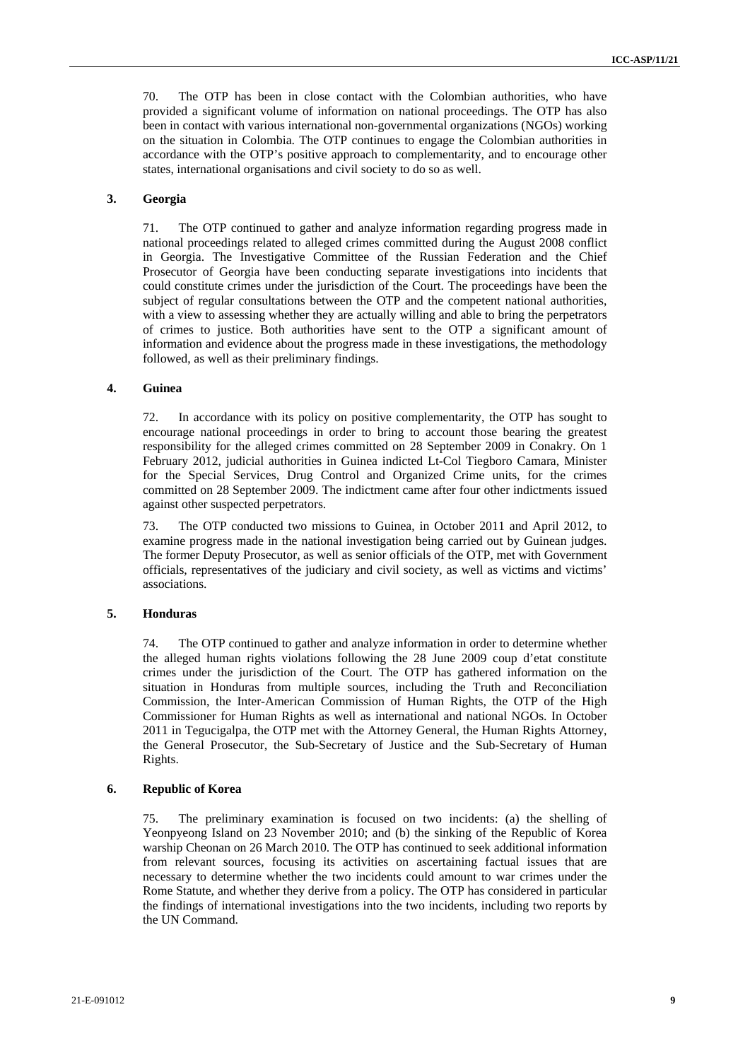70. The OTP has been in close contact with the Colombian authorities, who have provided a significant volume of information on national proceedings. The OTP has also been in contact with various international non-governmental organizations (NGOs) working on the situation in Colombia. The OTP continues to engage the Colombian authorities in accordance with the OTP's positive approach to complementarity, and to encourage other states, international organisations and civil society to do so as well.

### 3. Georgia

71. The OTP continued to gather and analyze information regarding progress made in national proceedings related to alleged crimes committed during the August 2008 conflict in Georgia. The Investigative Committee of the Russian Federation and the Chief Prosecutor of Georgia have been conducting separate investigations into incidents that could constitute crimes under the jurisdiction of the Court. The proceedings have been the subject of regular consultations between the OTP and the competent national authorities, with a view to assessing whether they are actually willing and able to bring the perpetrators of crimes to justice. Both authorities have sent to the OTP a significant amount of information and evidence about the progress made in these investigations, the methodology followed, as well as their preliminary findings.

### 4. Guinea

72. In accordance with its policy on positive complementarity, the OTP has sought to encourage national proceedings in order to bring to account those bearing the greatest responsibility for the alleged crimes committed on 28 September 2009 in Conakry. On 1 February 2012, judicial authorities in Guinea indicted Lt-Col Tiegboro Camara, Minister for the Special Services, Drug Control and Organized Crime units, for the crimes committed on 28 September 2009. The indictment came after four other indictments issued against other suspected perpetrators.

73. The OTP conducted two missions to Guinea, in October 2011 and April 2012, to examine progress made in the national investigation being carried out by Guinean judges. The former Deputy Prosecutor, as well as senior officials of the OTP, met with Government officials, representatives of the judiciary and civil society, as well as victims and victims' associations.

### 5. Honduras

74. The OTP continued to gather and analyze information in order to determine whether the alleged human rights violations following the 28 June 2009 coup d'etat constitute crimes under the jurisdiction of the Court. The OTP has gathered information on the situation in Honduras from multiple sources, including the Truth and Reconciliation Commission, the Inter-American Commission of Human Rights, the OTP of the High Commissioner for Human Rights as well as international and national NGOs. In October 2011 in Tegucigalpa, the OTP met with the Attorney General, the Human Rights Attorney, the General Prosecutor, the Sub-Secretary of Justice and the Sub-Secretary of Human Rights.

### 6. Republic of Korea

75. The preliminary examination is focused on two incidents: (a) the shelling of Yeonpyeong Island on 23 November 2010; and (b) the sinking of the Republic of Korea warship Cheonan on 26 March 2010. The OTP has continued to seek additional information from relevant sources, focusing its activities on ascertaining factual issues that are necessary to determine whether the two incidents could amount to war crimes under the Rome Statute, and whether they derive from a policy. The OTP has considered in particular the findings of international investigations into the two incidents, including two reports by the UN Command.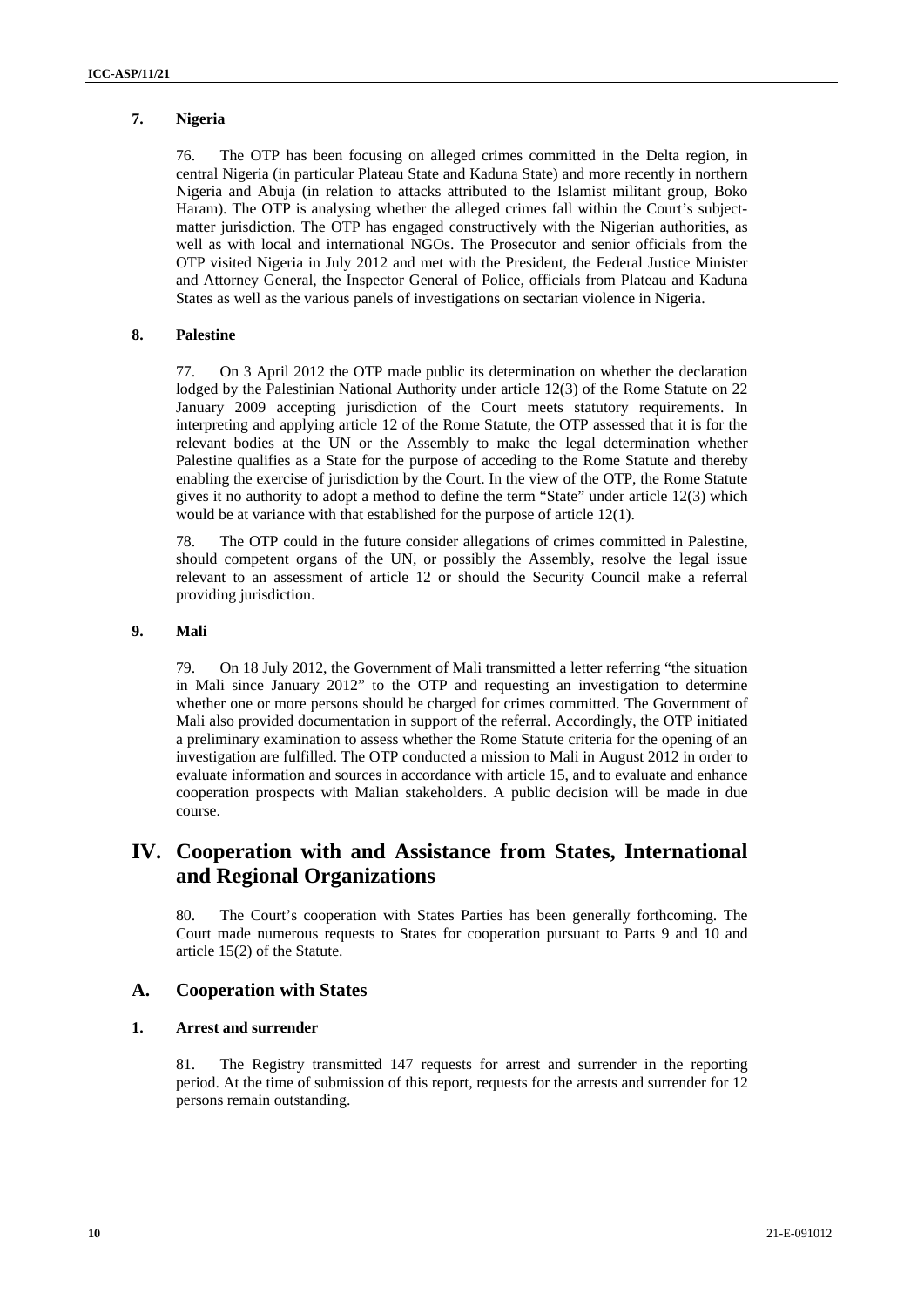### 7. Nigeria

76. The OTP has been focusing on alleged crimes committed in the Delta region, in central Nigeria (in particular Plateau State and Kaduna State) and more recently in northern Nigeria and Abuja (in relation to attacks attributed to the Islamist militant group, Boko Haram). The OTP is analysing whether the alleged crimes fall within the Court's subject-matter jurisdiction. The OTP has engaged constructively with the Nigerian authorities, as well as with local and international NGOs. The Prosecutor and senior officials from the OTP visited Nigeria in July 2012 and met with the President, the Federal Justice Minister and Attorney General, the Inspector General of Police, officials from Plateau and Kaduna States as well as the various panels of investigations on sectarian violence in Nigeria.

### 8. Palestine

77. On 3 April 2012 the OTP made public its determination on whether the declaration lodged by the Palestinian National Authority under article 12(3) of the Rome Statute on 22 January 2009 accepting jurisdiction of the Court meets statutory requirements. In interpreting and applying article 12 of the Rome Statute, the OTP assessed that it is for the relevant bodies at the UN or the Assembly to make the legal determination whether Palestine qualifies as a State for the purpose of acceding to the Rome Statute and thereby enabling the exercise of jurisdiction by the Court. In the view of the OTP, the Rome Statute gives it no authority to adopt a method to define the term "State" under article 12(3) which would be at variance with that established for the purpose of article 12(1).

78. The OTP could in the future consider allegations of crimes committed in Palestine, should competent organs of the UN, or possibly the Assembly, resolve the legal issue relevant to an assessment of article 12 or should the Security Council make a referral providing jurisdiction.

### 9. Mali

79. On 18 July 2012, the Government of Mali transmitted a letter referring "the situation in Mali since January 2012" to the OTP and requesting an investigation to determine whether one or more persons should be charged for crimes committed. The Government of Mali also provided documentation in support of the referral. Accordingly, the OTP initiated a preliminary examination to assess whether the Rome Statute criteria for the opening of an investigation are fulfilled. The OTP conducted a mission to Mali in August 2012 in order to evaluate information and sources in accordance with article 15, and to evaluate and enhance cooperation prospects with Malian stakeholders. A public decision will be made in due course.

# IV. Cooperation with and Assistance from States, International and Regional Organizations

80. The Court's cooperation with States Parties has been generally forthcoming. The Court made numerous requests to States for cooperation pursuant to Parts 9 and 10 and article 15(2) of the Statute.

## A. Cooperation with States

### 1. Arrest and surrender

81. The Registry transmitted 147 requests for arrest and surrender in the reporting period. At the time of submission of this report, requests for the arrests and surrender for 12 persons remain outstanding.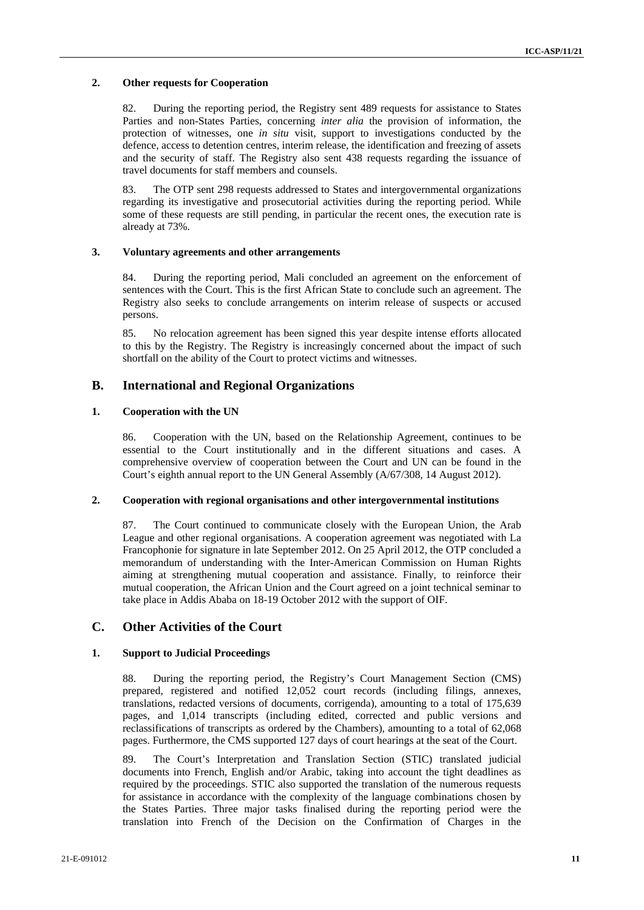### 2. Other requests for Cooperation

82. During the reporting period, the Registry sent 489 requests for assistance to States Parties and non-States Parties, concerning *inter alia* the provision of information, the protection of witnesses, one *in situ* visit, support to investigations conducted by the defence, access to detention centres, interim release, the identification and freezing of assets and the security of staff. The Registry also sent 438 requests regarding the issuance of travel documents for staff members and counsels.

83. The OTP sent 298 requests addressed to States and intergovernmental organizations regarding its investigative and prosecutorial activities during the reporting period. While some of these requests are still pending, in particular the recent ones, the execution rate is already at 73%.

### 3. Voluntary agreements and other arrangements

84. During the reporting period, Mali concluded an agreement on the enforcement of sentences with the Court. This is the first African State to conclude such an agreement. The Registry also seeks to conclude arrangements on interim release of suspects or accused persons.

85. No relocation agreement has been signed this year despite intense efforts allocated to this by the Registry. The Registry is increasingly concerned about the impact of such shortfall on the ability of the Court to protect victims and witnesses.

## B. International and Regional Organizations

### 1. Cooperation with the UN

86. Cooperation with the UN, based on the Relationship Agreement, continues to be essential to the Court institutionally and in the different situations and cases. A comprehensive overview of cooperation between the Court and UN can be found in the Court's eighth annual report to the UN General Assembly (A/67/308, 14 August 2012).

### 2. Cooperation with regional organisations and other intergovernmental institutions

87. The Court continued to communicate closely with the European Union, the Arab League and other regional organisations. A cooperation agreement was negotiated with La Francophonie for signature in late September 2012. On 25 April 2012, the OTP concluded a memorandum of understanding with the Inter-American Commission on Human Rights aiming at strengthening mutual cooperation and assistance. Finally, to reinforce their mutual cooperation, the African Union and the Court agreed on a joint technical seminar to take place in Addis Ababa on 18-19 October 2012 with the support of OIF.

## C. Other Activities of the Court

### 1. Support to Judicial Proceedings

88. During the reporting period, the Registry's Court Management Section (CMS) prepared, registered and notified 12,052 court records (including filings, annexes, translations, redacted versions of documents, corrigenda), amounting to a total of 175,639 pages, and 1,014 transcripts (including edited, corrected and public versions and reclassifications of transcripts as ordered by the Chambers), amounting to a total of 62,068 pages. Furthermore, the CMS supported 127 days of court hearings at the seat of the Court.

89. The Court's Interpretation and Translation Section (STIC) translated judicial documents into French, English and/or Arabic, taking into account the tight deadlines as required by the proceedings. STIC also supported the translation of the numerous requests for assistance in accordance with the complexity of the language combinations chosen by the States Parties. Three major tasks finalised during the reporting period were the translation into French of the Decision on the Confirmation of Charges in the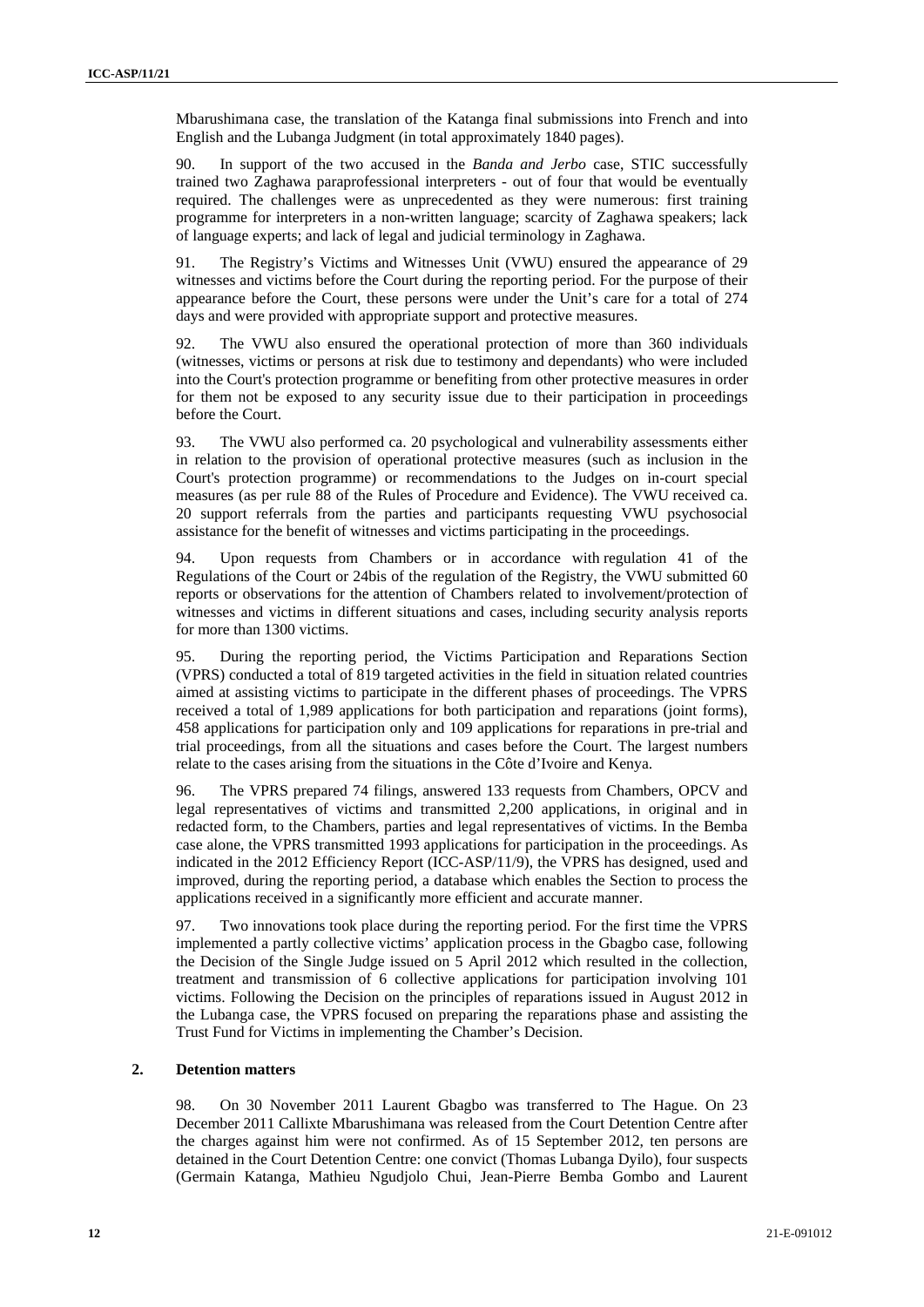Mbarushimana case, the translation of the Katanga final submissions into French and into English and the Lubanga Judgment (in total approximately 1840 pages).

90. In support of the two accused in the *Banda and Jerbo* case, STIC successfully trained two Zaghawa paraprofessional interpreters - out of four that would be eventually required. The challenges were as unprecedented as they were numerous: first training programme for interpreters in a non-written language; scarcity of Zaghawa speakers; lack of language experts; and lack of legal and judicial terminology in Zaghawa.

91. The Registry's Victims and Witnesses Unit (VWU) ensured the appearance of 29 witnesses and victims before the Court during the reporting period. For the purpose of their appearance before the Court, these persons were under the Unit's care for a total of 274 days and were provided with appropriate support and protective measures.

92. The VWU also ensured the operational protection of more than 360 individuals (witnesses, victims or persons at risk due to testimony and dependants) who were included into the Court's protection programme or benefiting from other protective measures in order for them not be exposed to any security issue due to their participation in proceedings before the Court.

93. The VWU also performed ca. 20 psychological and vulnerability assessments either in relation to the provision of operational protective measures (such as inclusion in the Court's protection programme) or recommendations to the Judges on in-court special measures (as per rule 88 of the Rules of Procedure and Evidence). The VWU received ca. 20 support referrals from the parties and participants requesting VWU psychosocial assistance for the benefit of witnesses and victims participating in the proceedings.

94. Upon requests from Chambers or in accordance with regulation 41 of the Regulations of the Court or 24bis of the regulation of the Registry, the VWU submitted 60 reports or observations for the attention of Chambers related to involvement/protection of witnesses and victims in different situations and cases, including security analysis reports for more than 1300 victims.

95. During the reporting period, the Victims Participation and Reparations Section (VPRS) conducted a total of 819 targeted activities in the field in situation related countries aimed at assisting victims to participate in the different phases of proceedings. The VPRS received a total of 1,989 applications for both participation and reparations (joint forms), 458 applications for participation only and 109 applications for reparations in pre-trial and trial proceedings, from all the situations and cases before the Court. The largest numbers relate to the cases arising from the situations in the Côte d'Ivoire and Kenya.

96. The VPRS prepared 74 filings, answered 133 requests from Chambers, OPCV and legal representatives of victims and transmitted 2,200 applications, in original and in redacted form, to the Chambers, parties and legal representatives of victims. In the Bemba case alone, the VPRS transmitted 1993 applications for participation in the proceedings. As indicated in the 2012 Efficiency Report (ICC-ASP/11/9), the VPRS has designed, used and improved, during the reporting period, a database which enables the Section to process the applications received in a significantly more efficient and accurate manner.

97. Two innovations took place during the reporting period. For the first time the VPRS implemented a partly collective victims' application process in the Gbagbo case, following the Decision of the Single Judge issued on 5 April 2012 which resulted in the collection, treatment and transmission of 6 collective applications for participation involving 101 victims. Following the Decision on the principles of reparations issued in August 2012 in the Lubanga case, the VPRS focused on preparing the reparations phase and assisting the Trust Fund for Victims in implementing the Chamber's Decision.

### 2. Detention matters

98. On 30 November 2011 Laurent Gbagbo was transferred to The Hague. On 23 December 2011 Callixte Mbarushimana was released from the Court Detention Centre after the charges against him were not confirmed. As of 15 September 2012, ten persons are detained in the Court Detention Centre: one convict (Thomas Lubanga Dyilo), four suspects (Germain Katanga, Mathieu Ngudjolo Chui, Jean-Pierre Bemba Gombo and Laurent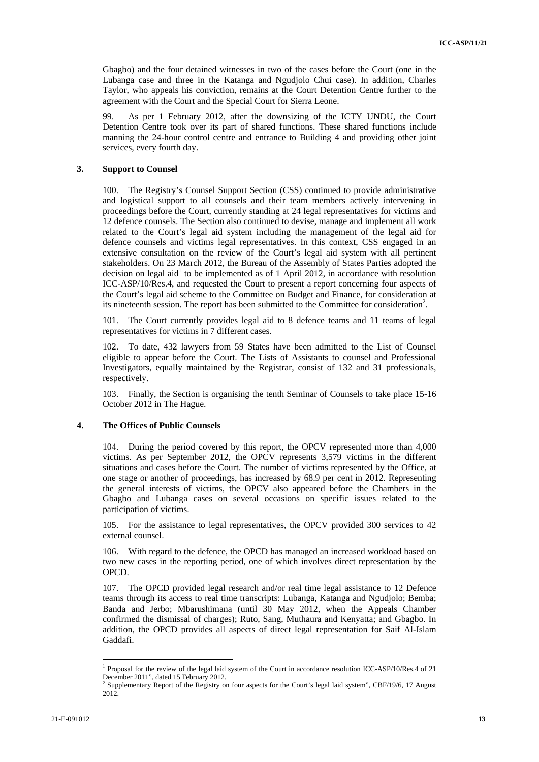Gbagbo) and the four detained witnesses in two of the cases before the Court (one in the Lubanga case and three in the Katanga and Ngudjolo Chui case). In addition, Charles Taylor, who appeals his conviction, remains at the Court Detention Centre further to the agreement with the Court and the Special Court for Sierra Leone.

99. As per 1 February 2012, after the downsizing of the ICTY UNDU, the Court Detention Centre took over its part of shared functions. These shared functions include manning the 24-hour control centre and entrance to Building 4 and providing other joint services, every fourth day.

### 3. Support to Counsel

100. The Registry's Counsel Support Section (CSS) continued to provide administrative and logistical support to all counsels and their team members actively intervening in proceedings before the Court, currently standing at 24 legal representatives for victims and 12 defence counsels. The Section also continued to devise, manage and implement all work related to the Court's legal aid system including the management of the legal aid for defence counsels and victims legal representatives. In this context, CSS engaged in an extensive consultation on the review of the Court's legal aid system with all pertinent stakeholders. On 23 March 2012, the Bureau of the Assembly of States Parties adopted the decision on legal aid[1] to be implemented as of 1 April 2012, in accordance with resolution ICC-ASP/10/Res.4, and requested the Court to present a report concerning four aspects of the Court's legal aid scheme to the Committee on Budget and Finance, for consideration at its nineteenth session. The report has been submitted to the Committee for consideration[2].

101. The Court currently provides legal aid to 8 defence teams and 11 teams of legal representatives for victims in 7 different cases.

102. To date, 432 lawyers from 59 States have been admitted to the List of Counsel eligible to appear before the Court. The Lists of Assistants to counsel and Professional Investigators, equally maintained by the Registrar, consist of 132 and 31 professionals, respectively.

103. Finally, the Section is organising the tenth Seminar of Counsels to take place 15-16 October 2012 in The Hague.

### 4. The Offices of Public Counsels

104. During the period covered by this report, the OPCV represented more than 4,000 victims. As per September 2012, the OPCV represents 3,579 victims in the different situations and cases before the Court. The number of victims represented by the Office, at one stage or another of proceedings, has increased by 68.9 per cent in 2012. Representing the general interests of victims, the OPCV also appeared before the Chambers in the Gbagbo and Lubanga cases on several occasions on specific issues related to the participation of victims.

105. For the assistance to legal representatives, the OPCV provided 300 services to 42 external counsel.

106. With regard to the defence, the OPCD has managed an increased workload based on two new cases in the reporting period, one of which involves direct representation by the OPCD.

107. The OPCD provided legal research and/or real time legal assistance to 12 Defence teams through its access to real time transcripts: Lubanga, Katanga and Ngudjolo; Bemba; Banda and Jerbo; Mbarushimana (until 30 May 2012, when the Appeals Chamber confirmed the dismissal of charges); Ruto, Sang, Muthaura and Kenyatta; and Gbagbo. In addition, the OPCD provides all aspects of direct legal representation for Saif Al-Islam Gaddafi.

---

[1] Proposal for the review of the legal laid system of the Court in accordance resolution ICC-ASP/10/Res.4 of 21 December 2011", dated 15 February 2012.

[2] Supplementary Report of the Registry on four aspects for the Court's legal laid system", CBF/19/6, 17 August 2012.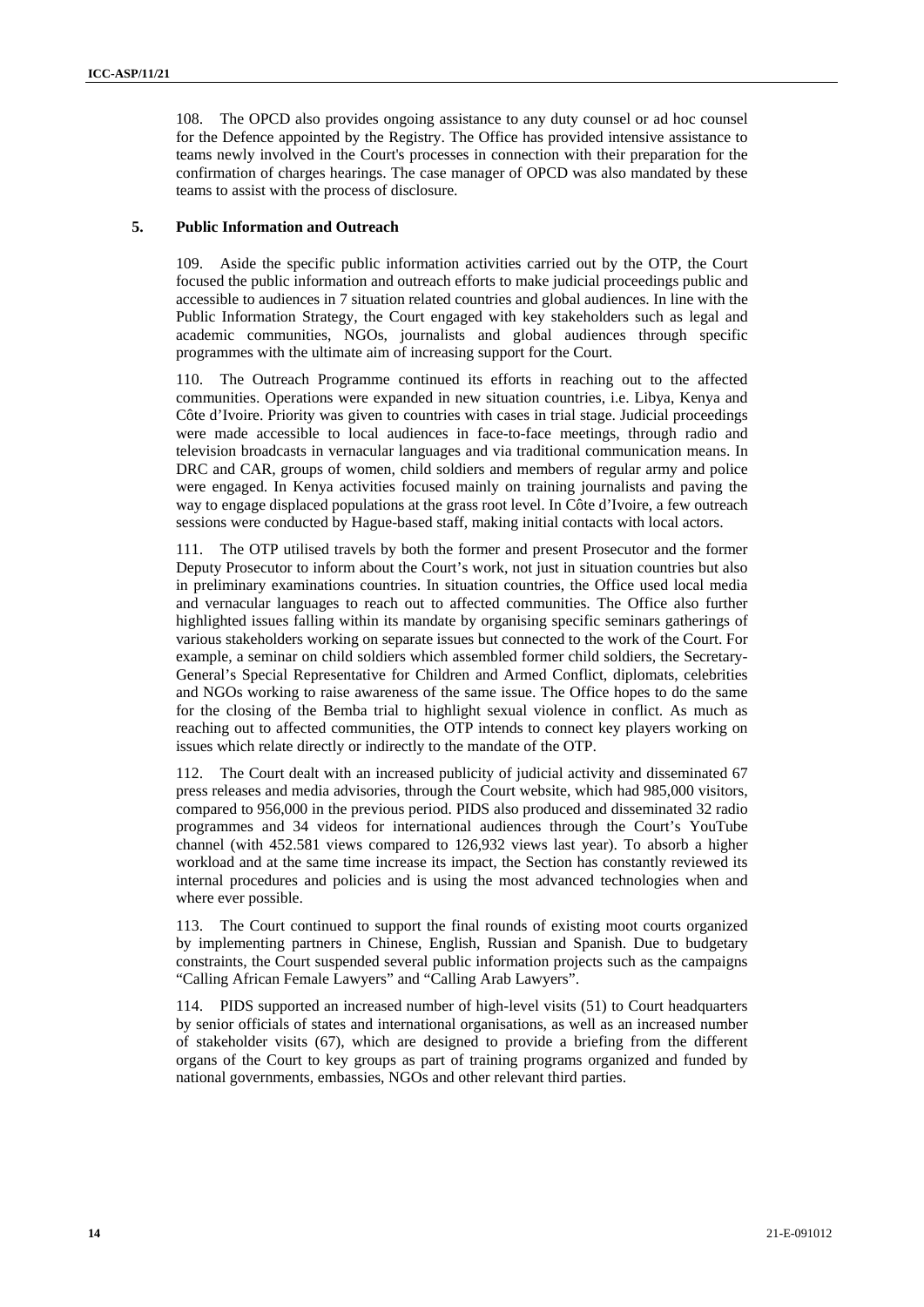108. The OPCD also provides ongoing assistance to any duty counsel or ad hoc counsel for the Defence appointed by the Registry. The Office has provided intensive assistance to teams newly involved in the Court's processes in connection with their preparation for the confirmation of charges hearings. The case manager of OPCD was also mandated by these teams to assist with the process of disclosure.

### 5. Public Information and Outreach

109. Aside the specific public information activities carried out by the OTP, the Court focused the public information and outreach efforts to make judicial proceedings public and accessible to audiences in 7 situation related countries and global audiences. In line with the Public Information Strategy, the Court engaged with key stakeholders such as legal and academic communities, NGOs, journalists and global audiences through specific programmes with the ultimate aim of increasing support for the Court.

110. The Outreach Programme continued its efforts in reaching out to the affected communities. Operations were expanded in new situation countries, i.e. Libya, Kenya and Côte d'Ivoire. Priority was given to countries with cases in trial stage. Judicial proceedings were made accessible to local audiences in face-to-face meetings, through radio and television broadcasts in vernacular languages and via traditional communication means. In DRC and CAR, groups of women, child soldiers and members of regular army and police were engaged. In Kenya activities focused mainly on training journalists and paving the way to engage displaced populations at the grass root level. In Côte d'Ivoire, a few outreach sessions were conducted by Hague-based staff, making initial contacts with local actors.

111. The OTP utilised travels by both the former and present Prosecutor and the former Deputy Prosecutor to inform about the Court's work, not just in situation countries but also in preliminary examinations countries. In situation countries, the Office used local media and vernacular languages to reach out to affected communities. The Office also further highlighted issues falling within its mandate by organising specific seminars gatherings of various stakeholders working on separate issues but connected to the work of the Court. For example, a seminar on child soldiers which assembled former child soldiers, the Secretary-General's Special Representative for Children and Armed Conflict, diplomats, celebrities and NGOs working to raise awareness of the same issue. The Office hopes to do the same for the closing of the Bemba trial to highlight sexual violence in conflict. As much as reaching out to affected communities, the OTP intends to connect key players working on issues which relate directly or indirectly to the mandate of the OTP.

112. The Court dealt with an increased publicity of judicial activity and disseminated 67 press releases and media advisories, through the Court website, which had 985,000 visitors, compared to 956,000 in the previous period. PIDS also produced and disseminated 32 radio programmes and 34 videos for international audiences through the Court's YouTube channel (with 452.581 views compared to 126,932 views last year). To absorb a higher workload and at the same time increase its impact, the Section has constantly reviewed its internal procedures and policies and is using the most advanced technologies when and where ever possible.

113. The Court continued to support the final rounds of existing moot courts organized by implementing partners in Chinese, English, Russian and Spanish. Due to budgetary constraints, the Court suspended several public information projects such as the campaigns "Calling African Female Lawyers" and "Calling Arab Lawyers".

114. PIDS supported an increased number of high-level visits (51) to Court headquarters by senior officials of states and international organisations, as well as an increased number of stakeholder visits (67), which are designed to provide a briefing from the different organs of the Court to key groups as part of training programs organized and funded by national governments, embassies, NGOs and other relevant third parties.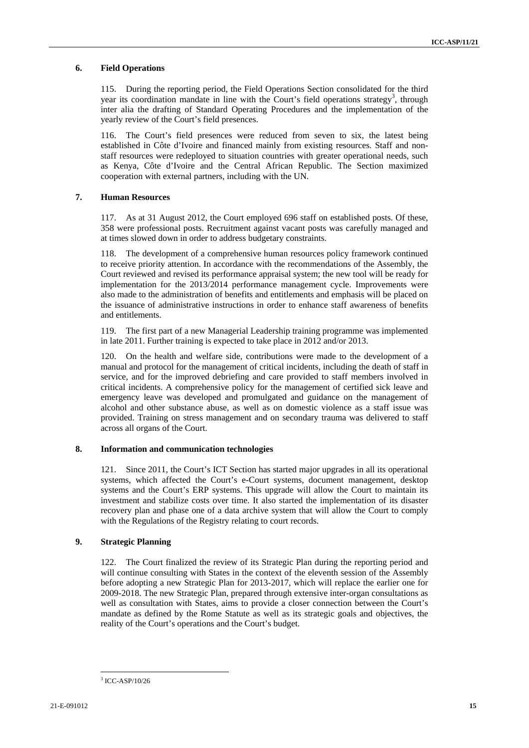### 6. Field Operations

115. During the reporting period, the Field Operations Section consolidated for the third year its coordination mandate in line with the Court's field operations strategy[3], through inter alia the drafting of Standard Operating Procedures and the implementation of the yearly review of the Court's field presences.

116. The Court's field presences were reduced from seven to six, the latest being established in Côte d'Ivoire and financed mainly from existing resources. Staff and non-staff resources were redeployed to situation countries with greater operational needs, such as Kenya, Côte d'Ivoire and the Central African Republic. The Section maximized cooperation with external partners, including with the UN.

### 7. Human Resources

117. As at 31 August 2012, the Court employed 696 staff on established posts. Of these, 358 were professional posts. Recruitment against vacant posts was carefully managed and at times slowed down in order to address budgetary constraints.

118. The development of a comprehensive human resources policy framework continued to receive priority attention. In accordance with the recommendations of the Assembly, the Court reviewed and revised its performance appraisal system; the new tool will be ready for implementation for the 2013/2014 performance management cycle. Improvements were also made to the administration of benefits and entitlements and emphasis will be placed on the issuance of administrative instructions in order to enhance staff awareness of benefits and entitlements.

119. The first part of a new Managerial Leadership training programme was implemented in late 2011. Further training is expected to take place in 2012 and/or 2013.

120. On the health and welfare side, contributions were made to the development of a manual and protocol for the management of critical incidents, including the death of staff in service, and for the improved debriefing and care provided to staff members involved in critical incidents. A comprehensive policy for the management of certified sick leave and emergency leave was developed and promulgated and guidance on the management of alcohol and other substance abuse, as well as on domestic violence as a staff issue was provided. Training on stress management and on secondary trauma was delivered to staff across all organs of the Court.

### 8. Information and communication technologies

121. Since 2011, the Court's ICT Section has started major upgrades in all its operational systems, which affected the Court's e-Court systems, document management, desktop systems and the Court's ERP systems. This upgrade will allow the Court to maintain its investment and stabilize costs over time. It also started the implementation of its disaster recovery plan and phase one of a data archive system that will allow the Court to comply with the Regulations of the Registry relating to court records.

### 9. Strategic Planning

122. The Court finalized the review of its Strategic Plan during the reporting period and will continue consulting with States in the context of the eleventh session of the Assembly before adopting a new Strategic Plan for 2013-2017, which will replace the earlier one for 2009-2018. The new Strategic Plan, prepared through extensive inter-organ consultations as well as consultation with States, aims to provide a closer connection between the Court's mandate as defined by the Rome Statute as well as its strategic goals and objectives, the reality of the Court's operations and the Court's budget.

---

[3] ICC-ASP/10/26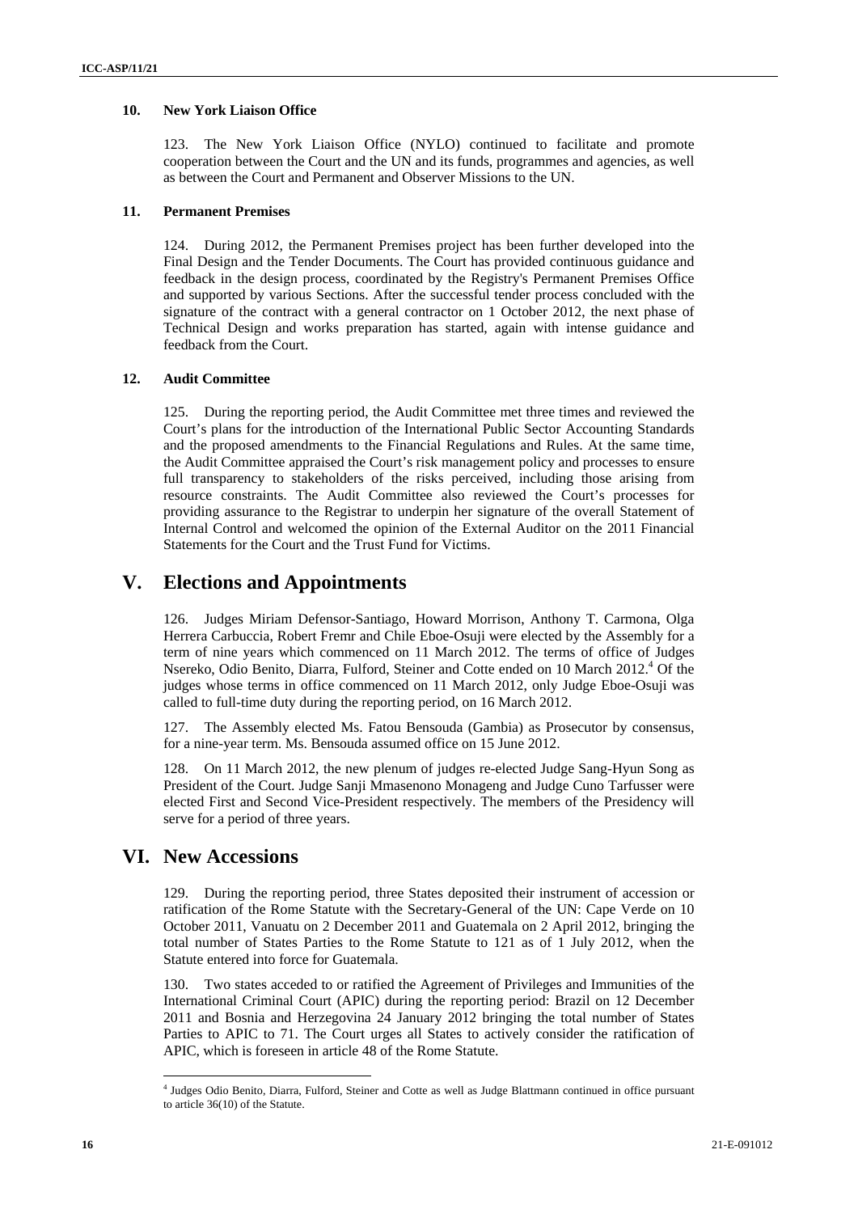### 10. New York Liaison Office

123. The New York Liaison Office (NYLO) continued to facilitate and promote cooperation between the Court and the UN and its funds, programmes and agencies, as well as between the Court and Permanent and Observer Missions to the UN.

### 11. Permanent Premises

124. During 2012, the Permanent Premises project has been further developed into the Final Design and the Tender Documents. The Court has provided continuous guidance and feedback in the design process, coordinated by the Registry's Permanent Premises Office and supported by various Sections. After the successful tender process concluded with the signature of the contract with a general contractor on 1 October 2012, the next phase of Technical Design and works preparation has started, again with intense guidance and feedback from the Court.

### 12. Audit Committee

125. During the reporting period, the Audit Committee met three times and reviewed the Court's plans for the introduction of the International Public Sector Accounting Standards and the proposed amendments to the Financial Regulations and Rules. At the same time, the Audit Committee appraised the Court's risk management policy and processes to ensure full transparency to stakeholders of the risks perceived, including those arising from resource constraints. The Audit Committee also reviewed the Court's processes for providing assurance to the Registrar to underpin her signature of the overall Statement of Internal Control and welcomed the opinion of the External Auditor on the 2011 Financial Statements for the Court and the Trust Fund for Victims.

## V. Elections and Appointments

126. Judges Miriam Defensor-Santiago, Howard Morrison, Anthony T. Carmona, Olga Herrera Carbuccia, Robert Fremr and Chile Eboe-Osuji were elected by the Assembly for a term of nine years which commenced on 11 March 2012. The terms of office of Judges Nsereko, Odio Benito, Diarra, Fulford, Steiner and Cotte ended on 10 March 2012.[4] Of the judges whose terms in office commenced on 11 March 2012, only Judge Eboe-Osuji was called to full-time duty during the reporting period, on 16 March 2012.

127. The Assembly elected Ms. Fatou Bensouda (Gambia) as Prosecutor by consensus, for a nine-year term. Ms. Bensouda assumed office on 15 June 2012.

128. On 11 March 2012, the new plenum of judges re-elected Judge Sang-Hyun Song as President of the Court. Judge Sanji Mmasenono Monageng and Judge Cuno Tarfusser were elected First and Second Vice-President respectively. The members of the Presidency will serve for a period of three years.

## VI. New Accessions

129. During the reporting period, three States deposited their instrument of accession or ratification of the Rome Statute with the Secretary-General of the UN: Cape Verde on 10 October 2011, Vanuatu on 2 December 2011 and Guatemala on 2 April 2012, bringing the total number of States Parties to the Rome Statute to 121 as of 1 July 2012, when the Statute entered into force for Guatemala.

130. Two states acceded to or ratified the Agreement of Privileges and Immunities of the International Criminal Court (APIC) during the reporting period: Brazil on 12 December 2011 and Bosnia and Herzegovina 24 January 2012 bringing the total number of States Parties to APIC to 71. The Court urges all States to actively consider the ratification of APIC, which is foreseen in article 48 of the Rome Statute.

---

[4] Judges Odio Benito, Diarra, Fulford, Steiner and Cotte as well as Judge Blattmann continued in office pursuant to article 36(10) of the Statute.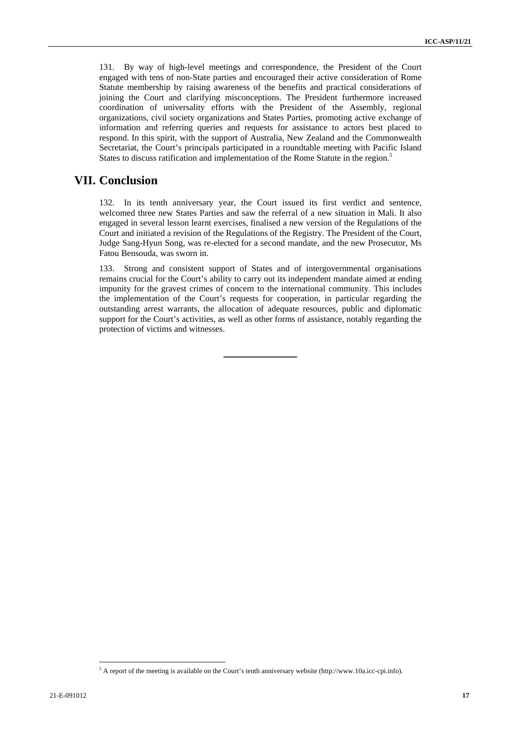131. By way of high-level meetings and correspondence, the President of the Court engaged with tens of non-State parties and encouraged their active consideration of Rome Statute membership by raising awareness of the benefits and practical considerations of joining the Court and clarifying misconceptions. The President furthermore increased coordination of universality efforts with the President of the Assembly, regional organizations, civil society organizations and States Parties, promoting active exchange of information and referring queries and requests for assistance to actors best placed to respond. In this spirit, with the support of Australia, New Zealand and the Commonwealth Secretariat, the Court's principals participated in a roundtable meeting with Pacific Island States to discuss ratification and implementation of the Rome Statute in the region.[5]

# VII. Conclusion

132. In its tenth anniversary year, the Court issued its first verdict and sentence, welcomed three new States Parties and saw the referral of a new situation in Mali. It also engaged in several lesson learnt exercises, finalised a new version of the Regulations of the Court and initiated a revision of the Regulations of the Registry. The President of the Court, Judge Sang-Hyun Song, was re-elected for a second mandate, and the new Prosecutor, Ms Fatou Bensouda, was sworn in.

133. Strong and consistent support of States and of intergovernmental organisations remains crucial for the Court's ability to carry out its independent mandate aimed at ending impunity for the gravest crimes of concern to the international community. This includes the implementation of the Court's requests for cooperation, in particular regarding the outstanding arrest warrants, the allocation of adequate resources, public and diplomatic support for the Court's activities, as well as other forms of assistance, notably regarding the protection of victims and witnesses.

---

[5] A report of the meeting is available on the Court's tenth anniversary website (http://www.10a.icc-cpi.info).